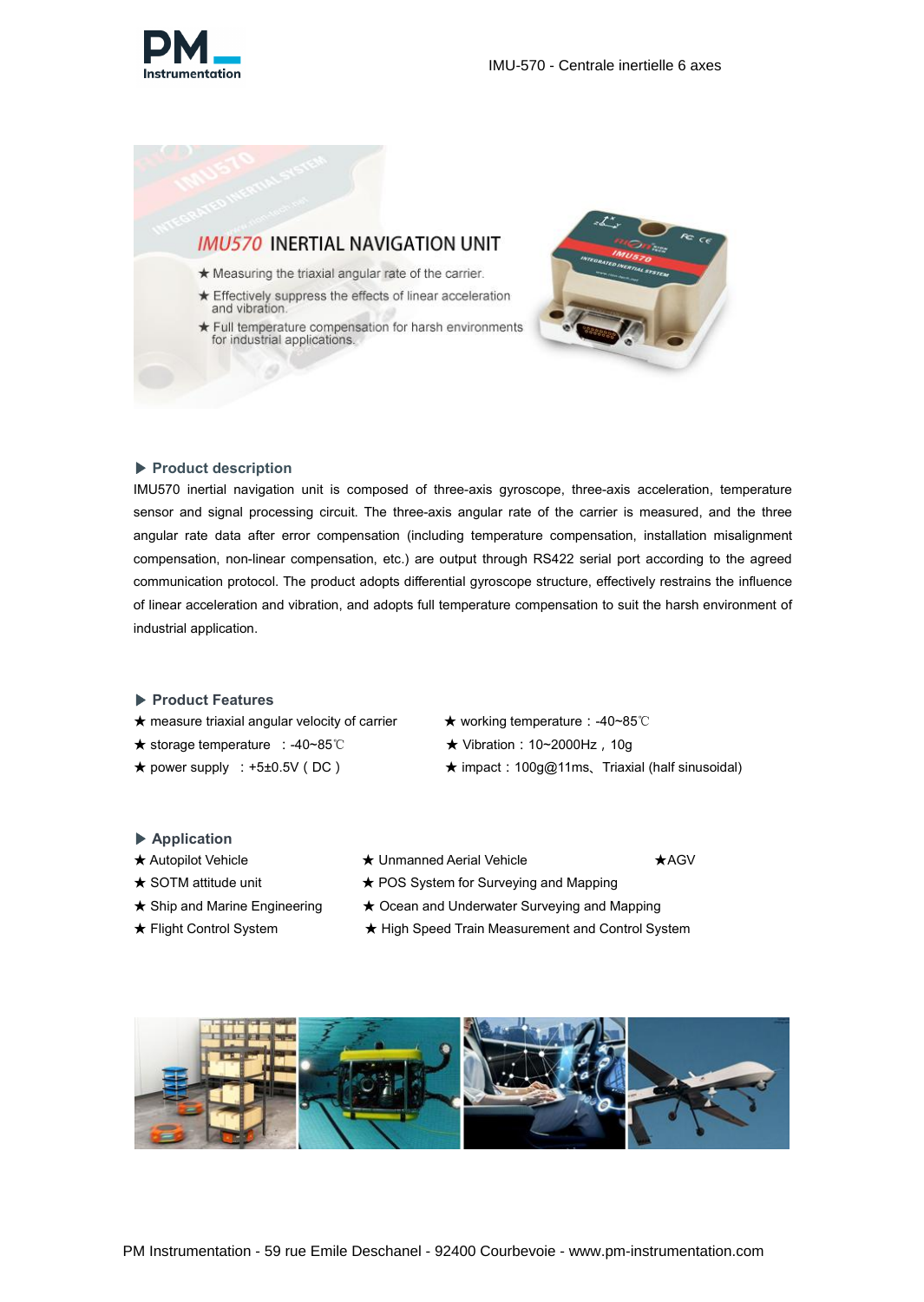## IMU570 INERTIAL NAVIGATION UNIT

★ Measuring the triaxial angular rate of the carrier.

★ Effectively suppress the effects of linear acceleration and vibration.

★ Full temperature compensation for harsh environments for industrial applications.

### ▶ Product description

IMU570 inertial navigation unit is composed of three-axis gyroscope, three-axis acceleration, temperature sensor and signal processing circuit. The three-axis angular rate of the carrier is measured, and the three angular rate data after error compensation (including temperature compensation, installation misalignment compensation, non-linear compensation, etc.) are output through RS422 serial port according to the agreed communication protocol. The product adopts differential gyroscope structure, effectively restrains the influence of linear acceleration and vibration, and adopts full temperature compensation to suit the harsh environment of industrial application.

### ▶ Product Features

★ measure triaxial angular velocity of carrier

★ storage temperature ：-40~85℃

★ power supply ：+5±0.5V（DC）

★ working temperature：-40~85℃

★ Vibration：10~2000Hz，10g

★ impact：100g@11ms、Triaxial (half sinusoidal)

### ▶ Application

★ Autopilot Vehicle

★ SOTM attitude unit

★ Ship and Marine Engineering

★ Flight Control System

★ Unmanned Aerial Vehicle

★ POS System for Surveying and Mapping

★ Ocean and Underwater Surveying and Mapping

★ High Speed Train Measurement and Control System

★AGV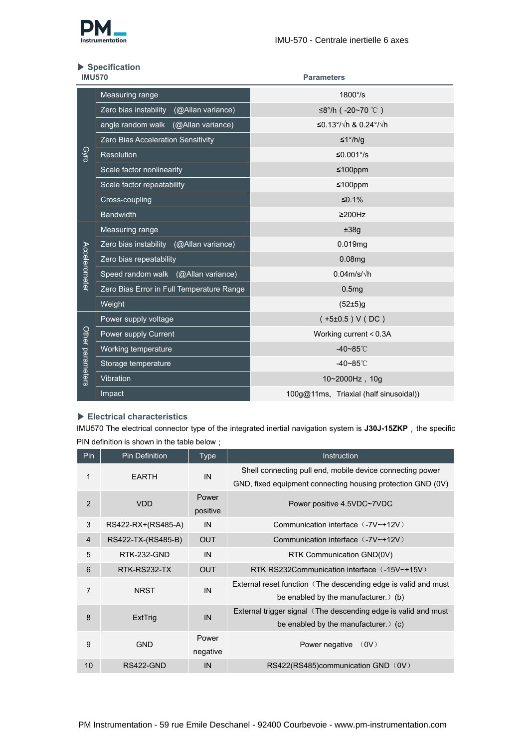## ▶ Specification

| IMU570 | | Parameters |
|---|---|---|
| Gyro | Measuring range | 1800°/s |
| | Zero bias instability (@Allan variance) | ≤8°/h ( -20~70 ℃ ) |
| | angle random walk (@Allan variance) | ≤0.13°/√h & 0.24°/√h |
| | Zero Bias Acceleration Sensitivity | ≤1°/h/g |
| | Resolution | ≤0.001°/s |
| | Scale factor nonlinearity | ≤100ppm |
| | Scale factor repeatability | ≤100ppm |
| | Cross-coupling | ≤0.1% |
| | Bandwidth | ≥200Hz |
| Accelerometer | Measuring range | ±38g |
| | Zero bias instability (@Allan variance) | 0.019mg |
| | Zero bias repeatability | 0.08mg |
| | Speed random walk (@Allan variance) | 0.04m/s/√h |
| | Zero Bias Error in Full Temperature Range | 0.5mg |
| | Weight | (52±5)g |
| Other parameters | Power supply voltage | ( +5±0.5 ) V ( DC ) |
| | Power supply Current | Working current < 0.3A |
| | Working temperature | -40~85℃ |
| | Storage temperature | -40~85℃ |
| | Vibration | 10~2000Hz，10g |
| | Impact | 100g@11ms、Triaxial (half sinusoidal)) |

## ▶ Electrical characteristics

IMU570 The electrical connector type of the integrated inertial navigation system is **J30J-15ZKP**，the specific PIN definition is shown in the table below；

| Pin | Pin Definition | Type | Instruction |
|---|---|---|---|
| 1 | EARTH | IN | Shell connecting pull end, mobile device connecting power GND, fixed equipment connecting housing protection GND (0V) |
| 2 | VDD | Power positive | Power positive 4.5VDC~7VDC |
| 3 | RS422-RX+(RS485-A) | IN | Communication interface（-7V~+12V） |
| 4 | RS422-TX-(RS485-B) | OUT | Communication interface（-7V~+12V） |
| 5 | RTK-232-GND | IN | RTK Communication GND(0V) |
| 6 | RTK-RS232-TX | OUT | RTK RS232Communication interface（-15V~+15V） |
| 7 | NRST | IN | External reset function（The descending edge is valid and must be enabled by the manufacturer.）(b) |
| 8 | ExtTrig | IN | External trigger signal（The descending edge is valid and must be enabled by the manufacturer.）(c) |
| 9 | GND | Power negative | Power negative （0V） |
| 10 | RS422-GND | IN | RS422(RS485)communication GND（0V） |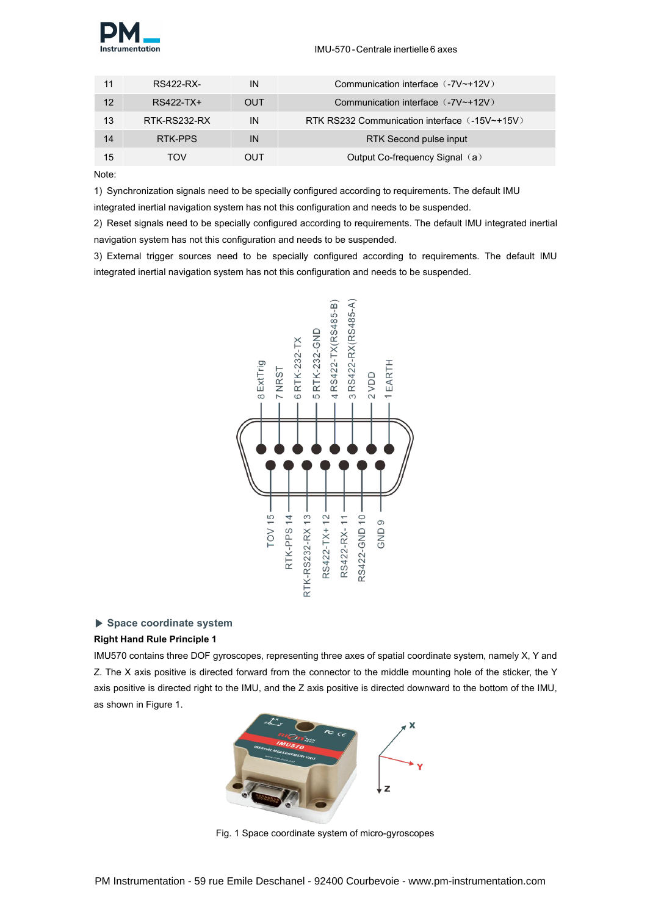| 11 | RS422-RX- | IN | Communication interface（-7V~+12V） |
|---|---|---|---|
| 12 | RS422-TX+ | OUT | Communication interface（-7V~+12V） |
| 13 | RTK-RS232-RX | IN | RTK RS232 Communication interface（-15V~+15V） |
| 14 | RTK-PPS | IN | RTK Second pulse input |
| 15 | TOV | OUT | Output Co-frequency Signal（a） |

Note:

1) Synchronization signals need to be specially configured according to requirements. The default IMU integrated inertial navigation system has not this configuration and needs to be suspended.

2) Reset signals need to be specially configured according to requirements. The default IMU integrated inertial navigation system has not this configuration and needs to be suspended.

3) External trigger sources need to be specially configured according to requirements. The default IMU integrated inertial navigation system has not this configuration and needs to be suspended.

8 ExtTrig, 7 NRST, 6 RTK-232-TX, 5 RTK-232-GND, 4 RS422-TX(RS485-B), 3 RS422-RX(RS485-A), 2 VDD, 1 EARTH

TOV 15, RTK-PPS 14, RTK-RS232-RX 13, RS422-TX+ 12, RS422-RX- 11, RS422-GND 10, GND 9

## ▶ Space coordinate system

**Right Hand Rule Principle 1**

IMU570 contains three DOF gyroscopes, representing three axes of spatial coordinate system, namely X, Y and Z. The X axis positive is directed forward from the connector to the middle mounting hole of the sticker, the Y axis positive is directed right to the IMU, and the Z axis positive is directed downward to the bottom of the IMU, as shown in Figure 1.

Fig. 1 Space coordinate system of micro-gyroscopes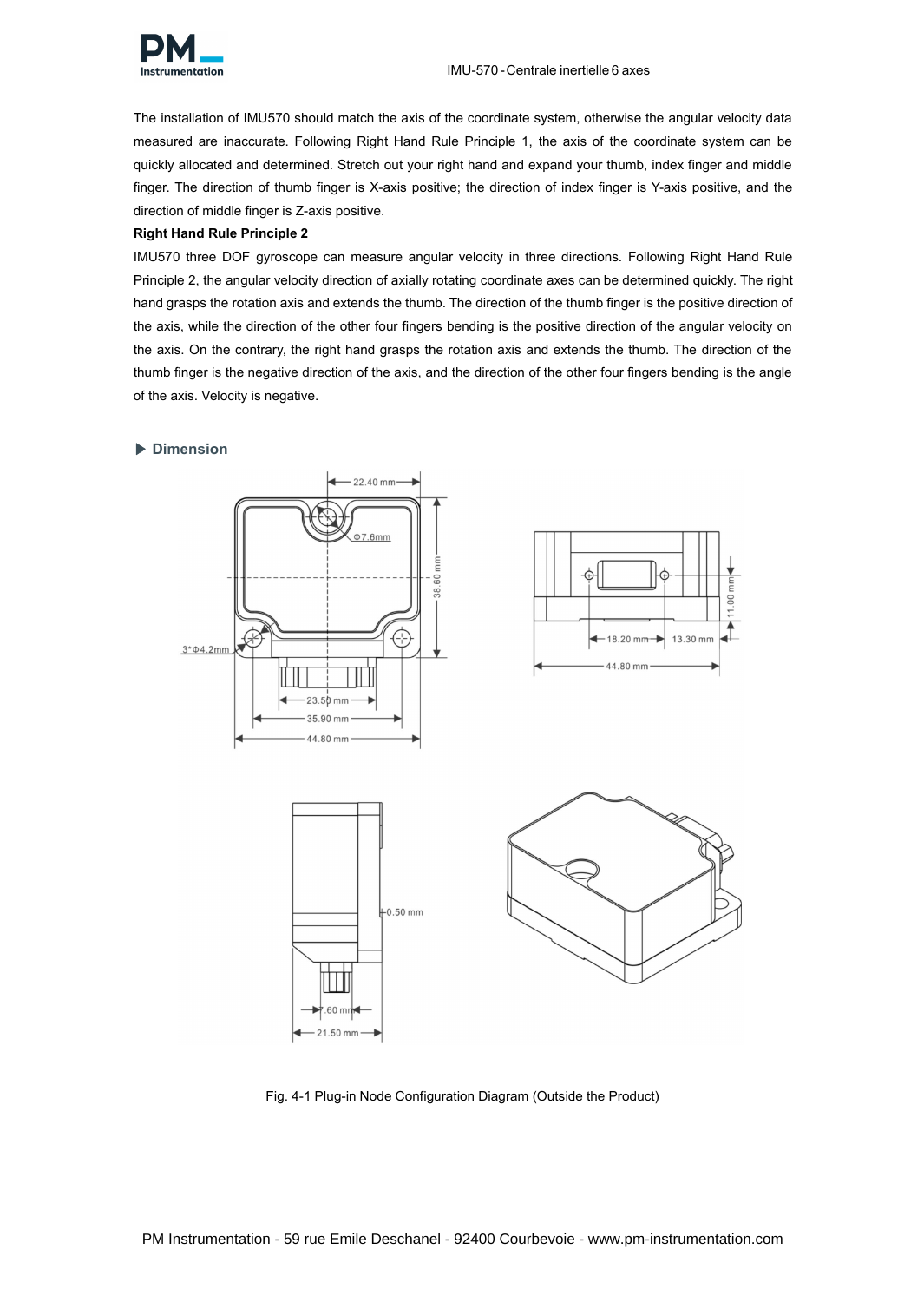The installation of IMU570 should match the axis of the coordinate system, otherwise the angular velocity data measured are inaccurate. Following Right Hand Rule Principle 1, the axis of the coordinate system can be quickly allocated and determined. Stretch out your right hand and expand your thumb, index finger and middle finger. The direction of thumb finger is X-axis positive; the direction of index finger is Y-axis positive, and the direction of middle finger is Z-axis positive.

**Right Hand Rule Principle 2**

IMU570 three DOF gyroscope can measure angular velocity in three directions. Following Right Hand Rule Principle 2, the angular velocity direction of axially rotating coordinate axes can be determined quickly. The right hand grasps the rotation axis and extends the thumb. The direction of the thumb finger is the positive direction of the axis, while the direction of the other four fingers bending is the positive direction of the angular velocity on the axis. On the contrary, the right hand grasps the rotation axis and extends the thumb. The direction of the thumb finger is the negative direction of the axis, and the direction of the other four fingers bending is the angle of the axis. Velocity is negative.

## ▶ Dimension

Fig. 4-1 Plug-in Node Configuration Diagram (Outside the Product)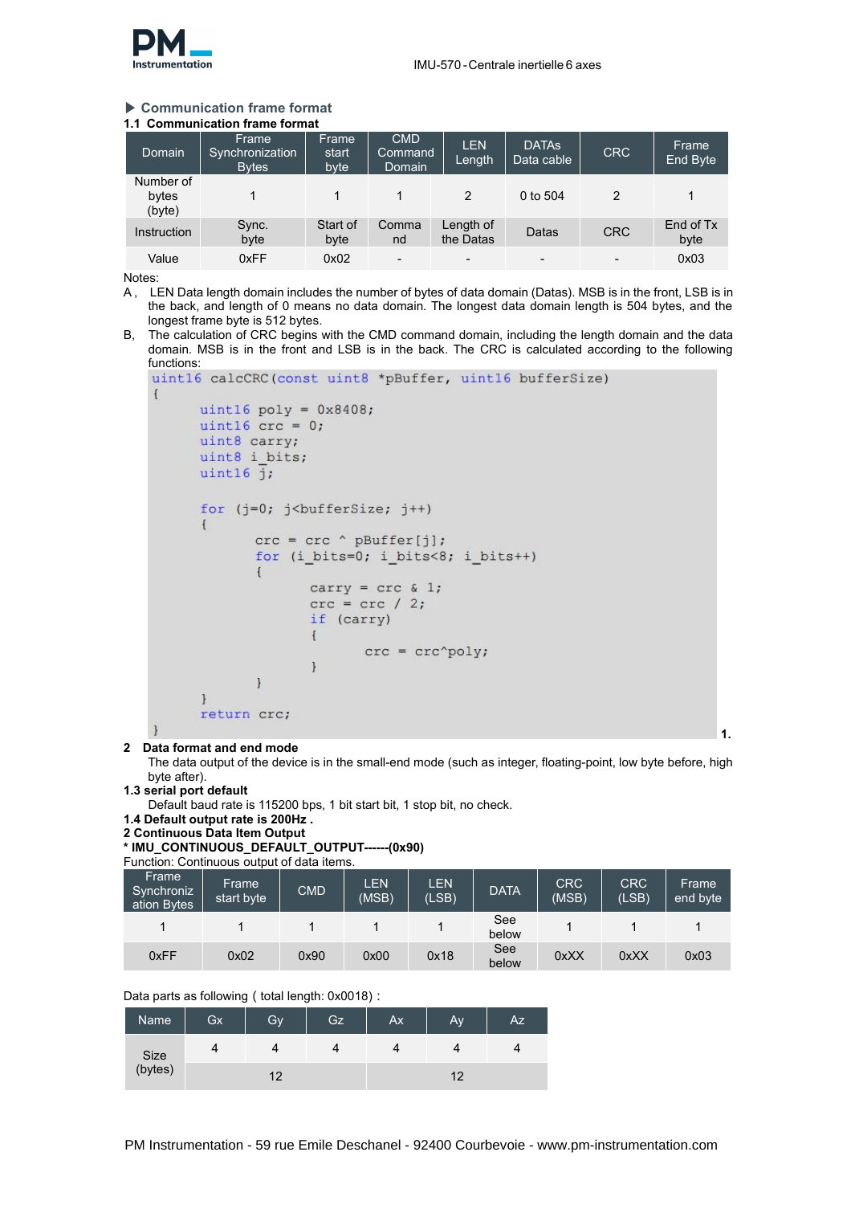## Communication frame format

### 1.1 Communication frame format

| Domain | Frame Synchronization Bytes | Frame start byte | CMD Command Domain | LEN Length | DATAs Data cable | CRC | Frame End Byte |
|---|---|---|---|---|---|---|---|
| Number of bytes (byte) | 1 | 1 | 1 | 2 | 0 to 504 | 2 | 1 |
| Instruction | Sync. byte | Start of byte | Command | Length of the Datas | Datas | CRC | End of Tx byte |
| Value | 0xFF | 0x02 | - | - | - | - | 0x03 |

Notes:

A， LEN Data length domain includes the number of bytes of data domain (Datas). MSB is in the front, LSB is in the back, and length of 0 means no data domain. The longest data domain length is 504 bytes, and the longest frame byte is 512 bytes.

B, The calculation of CRC begins with the CMD command domain, including the length domain and the data domain. MSB is in the front and LSB is in the back. The CRC is calculated according to the following functions:

```
uint16 calcCRC(const uint8 *pBuffer, uint16 bufferSize)
{
        uint16 poly = 0x8408;
        uint16 crc = 0;
        uint8 carry;
        uint8 i_bits;
        uint16 j;

        for (j=0; j<bufferSize; j++)
        {
                crc = crc ^ pBuffer[j];
                for (i_bits=0; i_bits<8; i_bits++)
                {
                        carry = crc & 1;
                        crc = crc / 2;
                        if (carry)
                        {
                                crc = crc^poly;
                        }
                }
        }
        return crc;
}
```

1.

### 2 Data format and end mode

The data output of the device is in the small-end mode (such as integer, floating-point, low byte before, high byte after).

### 1.3 serial port default

Default baud rate is 115200 bps, 1 bit start bit, 1 stop bit, no check.

### 1.4 Default output rate is 200Hz .

## 2 Continuous Data Item Output

**\* IMU_CONTINUOUS_DEFAULT_OUTPUT------(0x90)**

Function: Continuous output of data items.

| Frame Synchronization Bytes | Frame start byte | CMD | LEN (MSB) | LEN (LSB) | DATA | CRC (MSB) | CRC (LSB) | Frame end byte |
|---|---|---|---|---|---|---|---|---|
| 1 | 1 | 1 | 1 | 1 | See below | 1 | 1 | 1 |
| 0xFF | 0x02 | 0x90 | 0x00 | 0x18 | See below | 0xXX | 0xXX | 0x03 |

Data parts as following ( total length: 0x0018) :

| Name | Gx | Gy | Gz | Ax | Ay | Az |
|---|---|---|---|---|---|---|
| Size (bytes) | 4 | 4 | 4 | 4 | 4 | 4 |
| | | 12 | | | 12 | |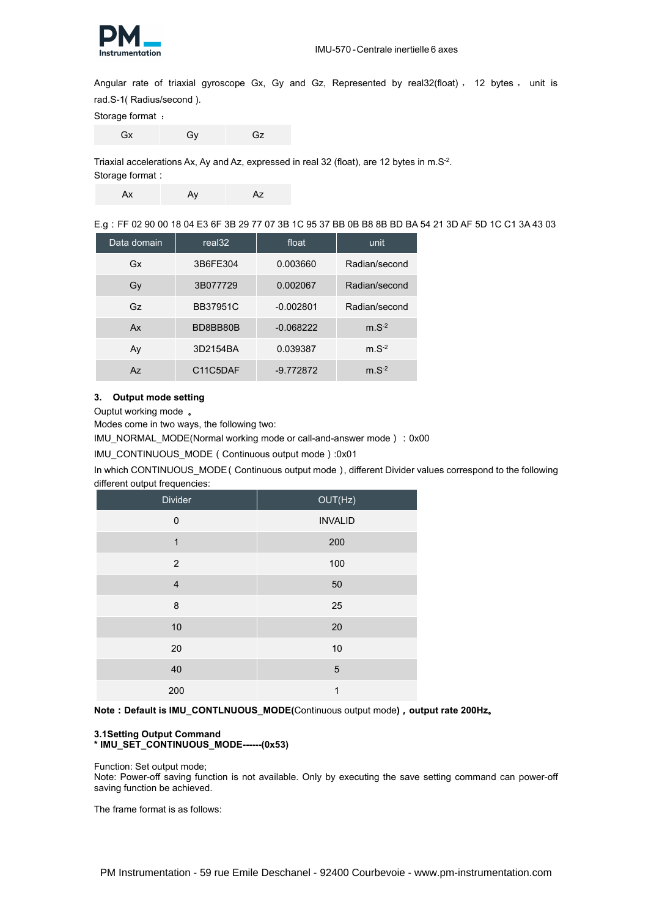Angular rate of triaxial gyroscope Gx, Gy and Gz, Represented by real32(float)， 12 bytes， unit is rad.S-1( Radius/second ).

Storage format ：

| Gx | Gy | Gz |
|---|---|---|

Triaxial accelerations Ax, Ay and Az, expressed in real 32 (float), are 12 bytes in $m.S^{-2}$.

Storage format :

| Ax | Ay | Az |
|---|---|---|

E.g：FF 02 90 00 18 04 E3 6F 3B 29 77 07 3B 1C 95 37 BB 0B B8 8B BD BA 54 21 3D AF 5D 1C C1 3A 43 03

| Data domain | real32 | float | unit |
|---|---|---|---|
| Gx | 3B6FE304 | 0.003660 | Radian/second |
| Gy | 3B077729 | 0.002067 | Radian/second |
| Gz | BB37951C | -0.002801 | Radian/second |
| Ax | BD8BB80B | -0.068222 | $m.S^{-2}$ |
| Ay | 3D2154BA | 0.039387 | $m.S^{-2}$ |
| Az | C11C5DAF | -9.772872 | $m.S^{-2}$ |

### 3. Output mode setting

Ouptut working mode 。

Modes come in two ways, the following two:

IMU_NORMAL_MODE(Normal working mode or call-and-answer mode ) ：0x00

IMU_CONTINUOUS_MODE ( Continuous output mode ) :0x01

In which CONTINUOUS_MODE ( Continuous output mode ), different Divider values correspond to the following different output frequencies:

| Divider | OUT(Hz) |
|---|---|
| 0 | INVALID |
| 1 | 200 |
| 2 | 100 |
| 4 | 50 |
| 8 | 25 |
| 10 | 20 |
| 20 | 10 |
| 40 | 5 |
| 200 | 1 |

**Note：Default is IMU_CONTLNUOUS_MODE(**Continuous output mode**)，output rate 200Hz。**

#### 3.1Setting Output Command

**\* IMU_SET_CONTINUOUS_MODE------(0x53)**

Function: Set output mode;

Note: Power-off saving function is not available. Only by executing the save setting command can power-off saving function be achieved.

The frame format is as follows: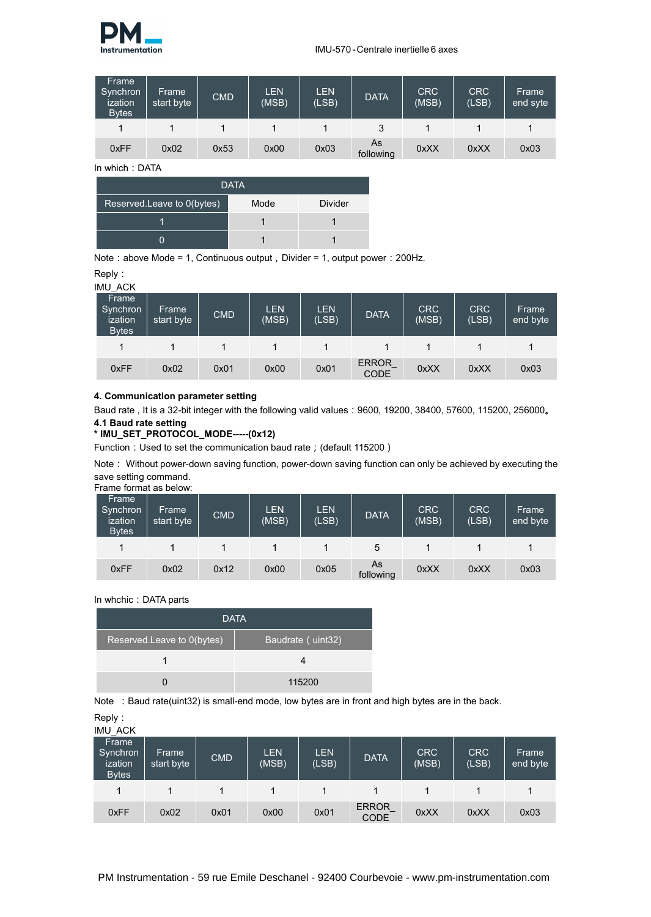| Frame Synchronization Bytes | Frame start byte | CMD | LEN (MSB) | LEN (LSB) | DATA | CRC (MSB) | CRC (LSB) | Frame end syte |
|---|---|---|---|---|---|---|---|---|
| 1 | 1 | 1 | 1 | 1 | 3 | 1 | 1 | 1 |
| 0xFF | 0x02 | 0x53 | 0x00 | 0x03 | As following | 0xXX | 0xXX | 0x03 |

In which：DATA

| DATA | | |
|---|---|---|
| Reserved.Leave to 0(bytes) | Mode | Divider |
| 1 | 1 | 1 |
| 0 | 1 | 1 |

Note：above Mode = 1, Continuous output，Divider = 1, output power：200Hz.

Reply：

IMU_ACK

| Frame Synchronization Bytes | Frame start byte | CMD | LEN (MSB) | LEN (LSB) | DATA | CRC (MSB) | CRC (LSB) | Frame end byte |
|---|---|---|---|---|---|---|---|---|
| 1 | 1 | 1 | 1 | 1 | 1 | 1 | 1 | 1 |
| 0xFF | 0x02 | 0x01 | 0x00 | 0x01 | ERROR_CODE | 0xXX | 0xXX | 0x03 |

### 4. Communication parameter setting

Baud rate , It is a 32-bit integer with the following valid values：9600, 19200, 38400, 57600, 115200, 256000。

#### 4.1 Baud rate setting

**\* IMU_SET_PROTOCOL_MODE-----(0x12)**

Function：Used to set the communication baud rate；(default 115200 )

Note： Without power-down saving function, power-down saving function can only be achieved by executing the save setting command.

Frame format as below:

| Frame Synchronization Bytes | Frame start byte | CMD | LEN (MSB) | LEN (LSB) | DATA | CRC (MSB) | CRC (LSB) | Frame end byte |
|---|---|---|---|---|---|---|---|---|
| 1 | 1 | 1 | 1 | 1 | 5 | 1 | 1 | 1 |
| 0xFF | 0x02 | 0x12 | 0x00 | 0x05 | As following | 0xXX | 0xXX | 0x03 |

In whchic：DATA parts

| DATA | |
|---|---|
| Reserved.Leave to 0(bytes) | Baudrate ( uint32) |
| 1 | 4 |
| 0 | 115200 |

Note ：Baud rate(uint32) is small-end mode, low bytes are in front and high bytes are in the back.

Reply：

IMU_ACK

| Frame Synchronization Bytes | Frame start byte | CMD | LEN (MSB) | LEN (LSB) | DATA | CRC (MSB) | CRC (LSB) | Frame end byte |
|---|---|---|---|---|---|---|---|---|
| 1 | 1 | 1 | 1 | 1 | 1 | 1 | 1 | 1 |
| 0xFF | 0x02 | 0x01 | 0x00 | 0x01 | ERROR_CODE | 0xXX | 0xXX | 0x03 |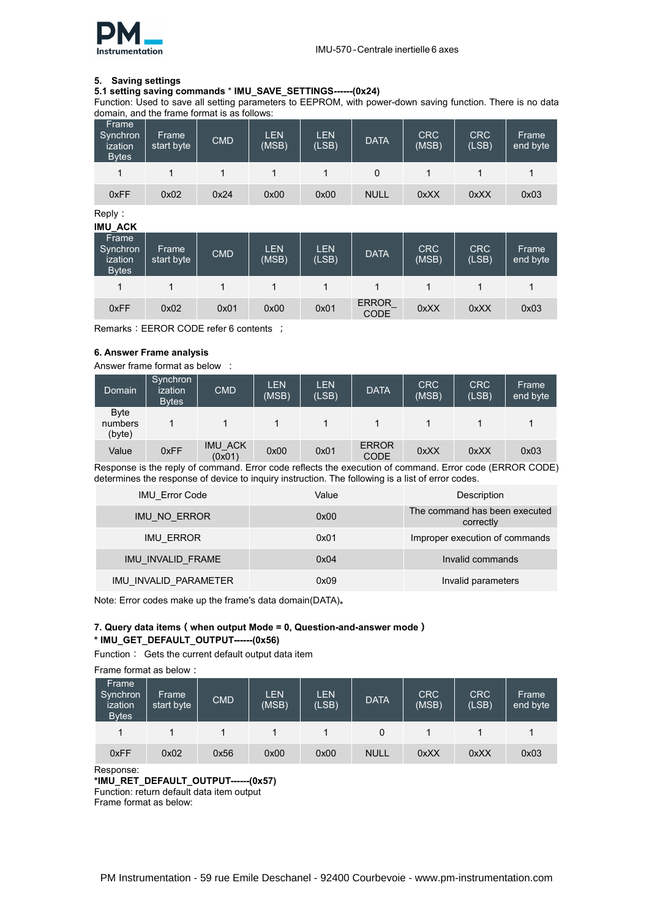## 5. Saving settings

### 5.1 setting saving commands * IMU_SAVE_SETTINGS------(0x24)

Function: Used to save all setting parameters to EEPROM, with power-down saving function. There is no data domain, and the frame format is as follows:

| Frame Synchronization Bytes | Frame start byte | CMD | LEN (MSB) | LEN (LSB) | DATA | CRC (MSB) | CRC (LSB) | Frame end byte |
|---|---|---|---|---|---|---|---|---|
| 1 | 1 | 1 | 1 | 1 | 0 | 1 | 1 | 1 |
| 0xFF | 0x02 | 0x24 | 0x00 | 0x00 | NULL | 0xXX | 0xXX | 0x03 |

Reply：

**IMU_ACK**

| Frame Synchronization Bytes | Frame start byte | CMD | LEN (MSB) | LEN (LSB) | DATA | CRC (MSB) | CRC (LSB) | Frame end byte |
|---|---|---|---|---|---|---|---|---|
| 1 | 1 | 1 | 1 | 1 | 1 | 1 | 1 | 1 |
| 0xFF | 0x02 | 0x01 | 0x00 | 0x01 | ERROR_ CODE | 0xXX | 0xXX | 0x03 |

Remarks：EEROR CODE refer 6 contents ；

## 6. Answer Frame analysis

Answer frame format as below ：

| Domain | Synchronization Bytes | CMD | LEN (MSB) | LEN (LSB) | DATA | CRC (MSB) | CRC (LSB) | Frame end byte |
|---|---|---|---|---|---|---|---|---|
| Byte numbers (byte) | 1 | 1 | 1 | 1 | 1 | 1 | 1 | 1 |
| Value | 0xFF | IMU_ACK (0x01) | 0x00 | 0x01 | ERROR CODE | 0xXX | 0xXX | 0x03 |

Response is the reply of command. Error code reflects the execution of command. Error code (ERROR CODE) determines the response of device to inquiry instruction. The following is a list of error codes.

| IMU_Error Code | Value | Description |
|---|---|---|
| IMU_NO_ERROR | 0x00 | The command has been executed correctly |
| IMU_ERROR | 0x01 | Improper execution of commands |
| IMU_INVALID_FRAME | 0x04 | Invalid commands |
| IMU_INVALID_PARAMETER | 0x09 | Invalid parameters |

Note: Error codes make up the frame's data domain(DATA)。

## 7. Query data items ( when output Mode = 0, Question-and-answer mode )

**\* IMU_GET_DEFAULT_OUTPUT------(0x56)**

Function： Gets the current default output data item

Frame format as below：

| Frame Synchronization Bytes | Frame start byte | CMD | LEN (MSB) | LEN (LSB) | DATA | CRC (MSB) | CRC (LSB) | Frame end byte |
|---|---|---|---|---|---|---|---|---|
| 1 | 1 | 1 | 1 | 1 | 0 | 1 | 1 | 1 |
| 0xFF | 0x02 | 0x56 | 0x00 | 0x00 | NULL | 0xXX | 0xXX | 0x03 |

Response:

**\*IMU_RET_DEFAULT_OUTPUT------(0x57)**

Function: return default data item output

Frame format as below: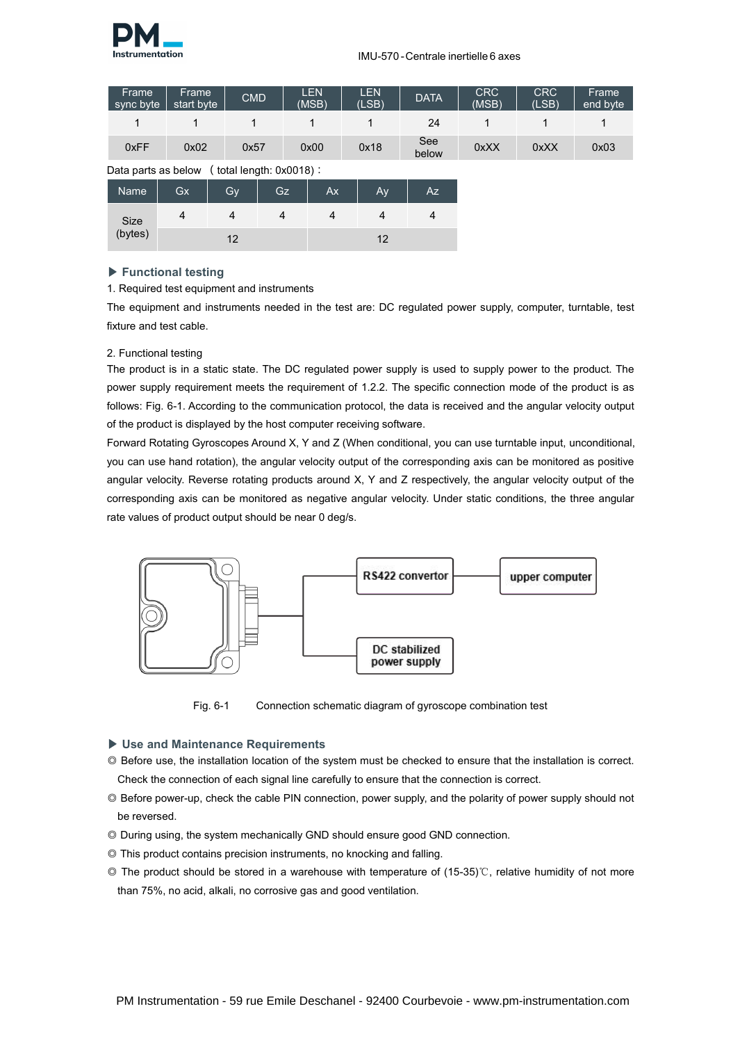| Frame sync byte | Frame start byte | CMD | LEN (MSB) | LEN (LSB) | DATA | CRC (MSB) | CRC (LSB) | Frame end byte |
|---|---|---|---|---|---|---|---|---|
| 1 | 1 | 1 | 1 | 1 | 24 | 1 | 1 | 1 |
| 0xFF | 0x02 | 0x57 | 0x00 | 0x18 | See below | 0xXX | 0xXX | 0x03 |

Data parts as below （total length: 0x0018）:

| Name | Gx | Gy | Gz | Ax | Ay | Az |
|---|---|---|---|---|---|---|
| Size (bytes) | 4 | 4 | 4 | 4 | 4 | 4 |
| | 12 | | | 12 | | |

### ▶ Functional testing

1. Required test equipment and instruments

The equipment and instruments needed in the test are: DC regulated power supply, computer, turntable, test fixture and test cable.

2. Functional testing

The product is in a static state. The DC regulated power supply is used to supply power to the product. The power supply requirement meets the requirement of 1.2.2. The specific connection mode of the product is as follows: Fig. 6-1. According to the communication protocol, the data is received and the angular velocity output of the product is displayed by the host computer receiving software.

Forward Rotating Gyroscopes Around X, Y and Z (When conditional, you can use turntable input, unconditional, you can use hand rotation), the angular velocity output of the corresponding axis can be monitored as positive angular velocity. Reverse rotating products around X, Y and Z respectively, the angular velocity output of the corresponding axis can be monitored as negative angular velocity. Under static conditions, the three angular rate values of product output should be near 0 deg/s.

RS422 convertor

upper computer

DC stabilized power supply

Fig. 6-1 Connection schematic diagram of gyroscope combination test

### ▶ Use and Maintenance Requirements

◎ Before use, the installation location of the system must be checked to ensure that the installation is correct. Check the connection of each signal line carefully to ensure that the connection is correct.

◎ Before power-up, check the cable PIN connection, power supply, and the polarity of power supply should not be reversed.

◎ During using, the system mechanically GND should ensure good GND connection.

◎ This product contains precision instruments, no knocking and falling.

◎ The product should be stored in a warehouse with temperature of (15-35)℃, relative humidity of not more than 75%, no acid, alkali, no corrosive gas and good ventilation.